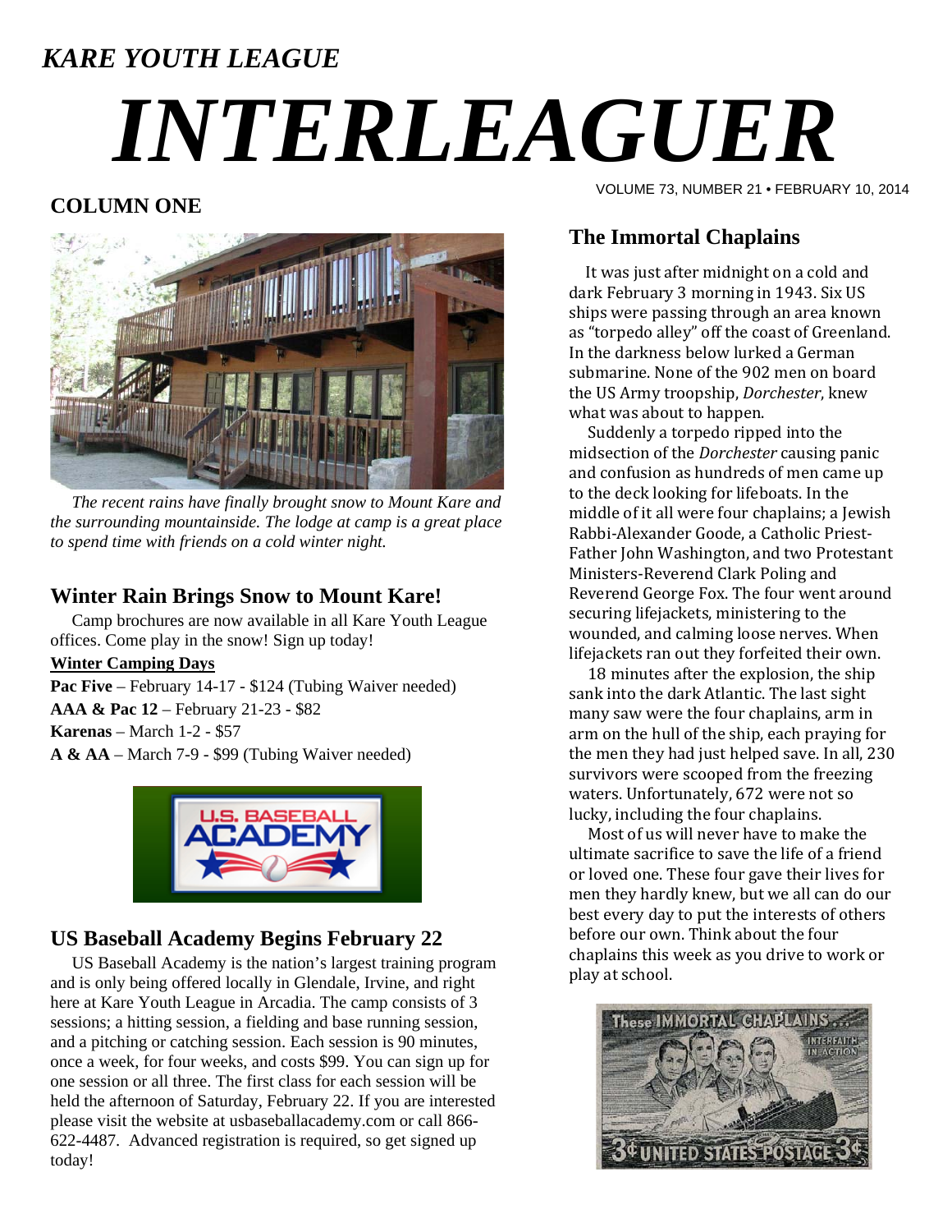*KARE YOUTH LEAGUE*

# *INTERLEAGUER*

VOLUME 73, NUMBER 21 • FEBRUARY 10, 2014

## COLUMN ONE

*The recent rains have finally brought snow to Mount Kare and the surrounding mountainside. The lodge at camp is a great place to spend time with friends on a cold winter night.*

### Winter Rain Brings Snow to Mount Kare!

Camp brochures are now available in all Kare Youth League offices. Come play in the snow! Sign up today!

**Winter Camping Days**

**Pac Five** – February 14-17 - $124 (Tubing Waiver needed)
**AAA & Pac 12** – February 21-23 - $82
**Karenas** – March 1-2 - $57
**A & AA** – March 7-9 - $99 (Tubing Waiver needed)

### US Baseball Academy Begins February 22

US Baseball Academy is the nation's largest training program and is only being offered locally in Glendale, Irvine, and right here at Kare Youth League in Arcadia. The camp consists of 3 sessions; a hitting session, a fielding and base running session, and a pitching or catching session. Each session is 90 minutes, once a week, for four weeks, and costs $99. You can sign up for one session or all three. The first class for each session will be held the afternoon of Saturday, February 22. If you are interested please visit the website at usbaseballacademy.com or call 866-622-4487. Advanced registration is required, so get signed up today!

### The Immortal Chaplains

It was just after midnight on a cold and dark February 3 morning in 1943. Six US ships were passing through an area known as "torpedo alley" off the coast of Greenland. In the darkness below lurked a German submarine. None of the 902 men on board the US Army troopship, *Dorchester*, knew what was about to happen.

Suddenly a torpedo ripped into the midsection of the *Dorchester* causing panic and confusion as hundreds of men came up to the deck looking for lifeboats. In the middle of it all were four chaplains; a Jewish Rabbi-Alexander Goode, a Catholic Priest-Father John Washington, and two Protestant Ministers-Reverend Clark Poling and Reverend George Fox. The four went around securing lifejackets, ministering to the wounded, and calming loose nerves. When lifejackets ran out they forfeited their own.

18 minutes after the explosion, the ship sank into the dark Atlantic. The last sight many saw were the four chaplains, arm in arm on the hull of the ship, each praying for the men they had just helped save. In all, 230 survivors were scooped from the freezing waters. Unfortunately, 672 were not so lucky, including the four chaplains.

Most of us will never have to make the ultimate sacrifice to save the life of a friend or loved one. These four gave their lives for men they hardly knew, but we all can do our best every day to put the interests of others before our own. Think about the four chaplains this week as you drive to work or play at school.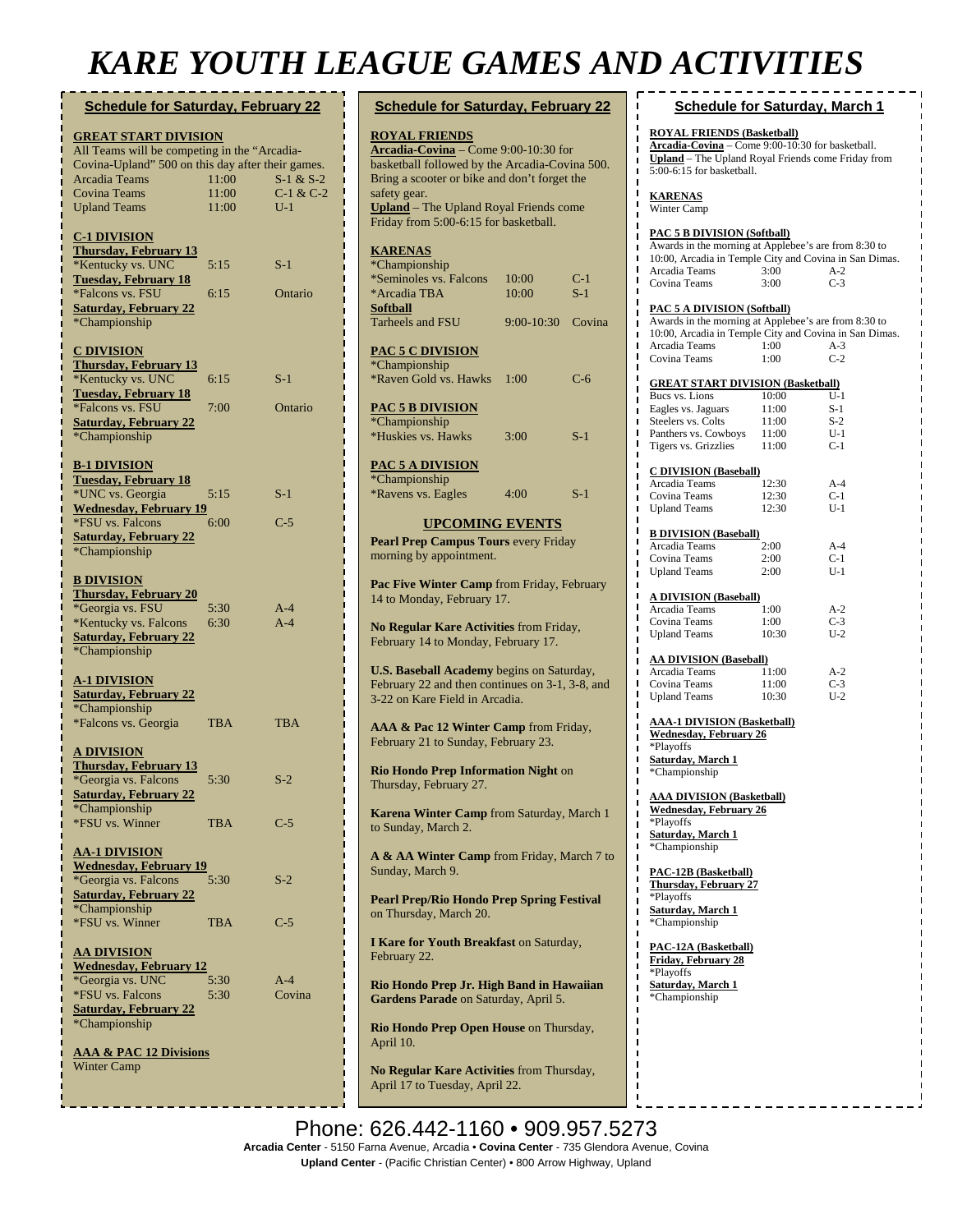# KARE YOUTH LEAGUE GAMES AND ACTIVITIES

## Schedule for Saturday, February 22

**GREAT START DIVISION**

All Teams will be competing in the "Arcadia-Covina-Upland" 500 on this day after their games.

| | | |
|---|---|---|
| Arcadia Teams | 11:00 | S-1 & S-2 |
| Covina Teams | 11:00 | C-1 & C-2 |
| Upland Teams | 11:00 | U-1 |

**C-1 DIVISION**

| | | |
|---|---|---|
| **Thursday, February 13** | | |
| *Kentucky vs. UNC | 5:15 | S-1 |
| **Tuesday, February 18** | | |
| *Falcons vs. FSU | 6:15 | Ontario |
| **Saturday, February 22** | | |
| *Championship | | |

**C DIVISION**

| | | |
|---|---|---|
| **Thursday, February 13** | | |
| *Kentucky vs. UNC | 6:15 | S-1 |
| **Tuesday, February 18** | | |
| *Falcons vs. FSU | 7:00 | Ontario |
| **Saturday, February 22** | | |
| *Championship | | |

**B-1 DIVISION**

| | | |
|---|---|---|
| **Tuesday, February 18** | | |
| *UNC vs. Georgia | 5:15 | S-1 |
| **Wednesday, February 19** | | |
| *FSU vs. Falcons | 6:00 | C-5 |
| **Saturday, February 22** | | |
| *Championship | | |

**B DIVISION**

| | | |
|---|---|---|
| **Thursday, February 20** | | |
| *Georgia vs. FSU | 5:30 | A-4 |
| *Kentucky vs. Falcons | 6:30 | A-4 |
| **Saturday, February 22** | | |
| *Championship | | |

**A-1 DIVISION**

| | | |
|---|---|---|
| **Saturday, February 22** | | |
| *Championship | | |
| *Falcons vs. Georgia | TBA | TBA |

**A DIVISION**

| | | |
|---|---|---|
| **Thursday, February 13** | | |
| *Georgia vs. Falcons | 5:30 | S-2 |
| **Saturday, February 22** | | |
| *Championship | | |
| *FSU vs. Winner | TBA | C-5 |

**AA-1 DIVISION**

| | | |
|---|---|---|
| **Wednesday, February 19** | | |
| *Georgia vs. Falcons | 5:30 | S-2 |
| **Saturday, February 22** | | |
| *Championship | | |
| *FSU vs. Winner | TBA | C-5 |

**AA DIVISION**

| | | |
|---|---|---|
| **Wednesday, February 12** | | |
| *Georgia vs. UNC | 5:30 | A-4 |
| *FSU vs. Falcons | 5:30 | Covina |
| **Saturday, February 22** | | |
| *Championship | | |

**AAA & PAC 12 Divisions**

Winter Camp

## Schedule for Saturday, February 22

**ROYAL FRIENDS**

**Arcadia-Covina** – Come 9:00-10:30 for basketball followed by the Arcadia-Covina 500. Bring a scooter or bike and don't forget the safety gear.

**Upland** – The Upland Royal Friends come Friday from 5:00-6:15 for basketball.

**KARENAS**

| | | |
|---|---|---|
| *Championship | | |
| *Seminoles vs. Falcons | 10:00 | C-1 |
| *Arcadia TBA | 10:00 | S-1 |
| **Softball** | | |
| Tarheels and FSU | 9:00-10:30 | Covina |

**PAC 5 C DIVISION**

| | | |
|---|---|---|
| *Championship | | |
| *Raven Gold vs. Hawks | 1:00 | C-6 |

**PAC 5 B DIVISION**

| | | |
|---|---|---|
| *Championship | | |
| *Huskies vs. Hawks | 3:00 | S-1 |

**PAC 5 A DIVISION**

| | | |
|---|---|---|
| *Championship | | |
| *Ravens vs. Eagles | 4:00 | S-1 |

### UPCOMING EVENTS

**Pearl Prep Campus Tours** every Friday morning by appointment.

**Pac Five Winter Camp** from Friday, February 14 to Monday, February 17.

**No Regular Kare Activities** from Friday, February 14 to Monday, February 17.

**U.S. Baseball Academy** begins on Saturday, February 22 and then continues on 3-1, 3-8, and 3-22 on Kare Field in Arcadia.

**AAA & Pac 12 Winter Camp** from Friday, February 21 to Sunday, February 23.

**Rio Hondo Prep Information Night** on Thursday, February 27.

**Karena Winter Camp** from Saturday, March 1 to Sunday, March 2.

**A & AA Winter Camp** from Friday, March 7 to Sunday, March 9.

**Pearl Prep/Rio Hondo Prep Spring Festival** on Thursday, March 20.

**I Kare for Youth Breakfast** on Saturday, February 22.

**Rio Hondo Prep Jr. High Band in Hawaiian Gardens Parade** on Saturday, April 5.

**Rio Hondo Prep Open House** on Thursday, April 10.

**No Regular Kare Activities** from Thursday, April 17 to Tuesday, April 22.

## Schedule for Saturday, March 1

**ROYAL FRIENDS (Basketball)**

**Arcadia-Covina** – Come 9:00-10:30 for basketball.

**Upland** – The Upland Royal Friends come Friday from 5:00-6:15 for basketball.

**KARENAS**

Winter Camp

**PAC 5 B DIVISION (Softball)**

Awards in the morning at Applebee's are from 8:30 to 10:00, Arcadia in Temple City and Covina in San Dimas.

| | | |
|---|---|---|
| Arcadia Teams | 3:00 | A-2 |
| Covina Teams | 3:00 | C-3 |

**PAC 5 A DIVISION (Softball)**

Awards in the morning at Applebee's are from 8:30 to 10:00, Arcadia in Temple City and Covina in San Dimas.

| | | |
|---|---|---|
| Arcadia Teams | 1:00 | A-3 |
| Covina Teams | 1:00 | C-2 |

**GREAT START DIVISION (Basketball)**

| | | |
|---|---|---|
| Bucs vs. Lions | 10:00 | U-1 |
| Eagles vs. Jaguars | 11:00 | S-1 |
| Steelers vs. Colts | 11:00 | S-2 |
| Panthers vs. Cowboys | 11:00 | U-1 |
| Tigers vs. Grizzlies | 11:00 | C-1 |

**C DIVISION (Baseball)**

| | | |
|---|---|---|
| Arcadia Teams | 12:30 | A-4 |
| Covina Teams | 12:30 | C-1 |
| Upland Teams | 12:30 | U-1 |

**B DIVISION (Baseball)**

| | | |
|---|---|---|
| Arcadia Teams | 2:00 | A-4 |
| Covina Teams | 2:00 | C-1 |
| Upland Teams | 2:00 | U-1 |

**A DIVISION (Baseball)**

| | | |
|---|---|---|
| Arcadia Teams | 1:00 | A-2 |
| Covina Teams | 1:00 | C-3 |
| Upland Teams | 10:30 | U-2 |

**AA DIVISION (Baseball)**

| | | |
|---|---|---|
| Arcadia Teams | 11:00 | A-2 |
| Covina Teams | 11:00 | C-3 |
| Upland Teams | 10:30 | U-2 |

**AAA-1 DIVISION (Basketball)**

**Wednesday, February 26**

*Playoffs

**Saturday, March 1**

*Championship

**AAA DIVISION (Basketball)**

**Wednesday, February 26**

*Playoffs

**Saturday, March 1**

*Championship

**PAC-12B (Basketball)**

**Thursday, February 27**

*Playoffs

**Saturday, March 1**

*Championship

**PAC-12A (Basketball)**

**Friday, February 28**

*Playoffs

**Saturday, March 1**

*Championship

Phone: 626.442-1160 • 909.957.5273

**Arcadia Center** - 5150 Farna Avenue, Arcadia • **Covina Center** - 735 Glendora Avenue, Covina

**Upland Center** - (Pacific Christian Center) • 800 Arrow Highway, Upland